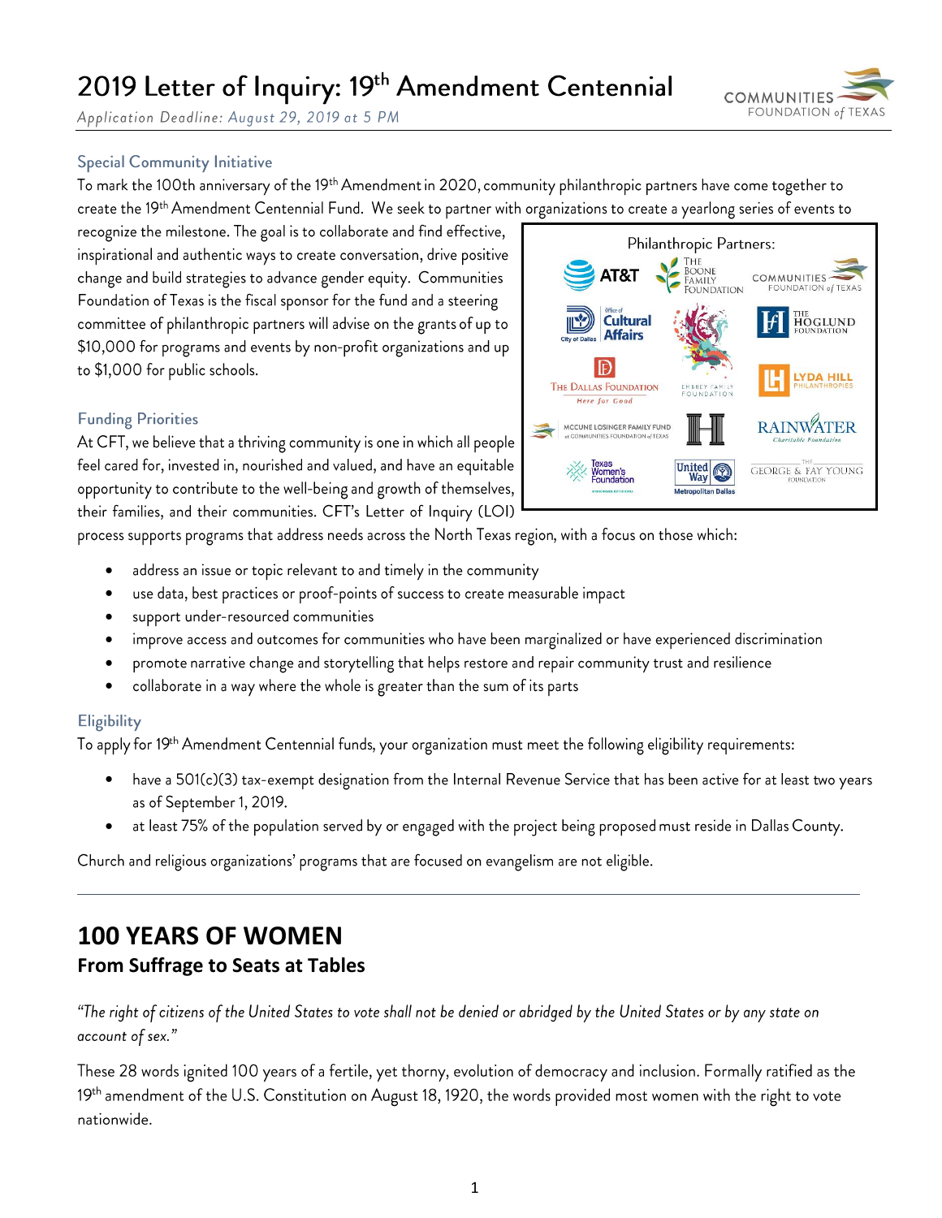# 2019 Letter of Inquiry: 19th Amendment Centennial

*Application Deadline: August 29, 2019 at 5 PM*

## Special Community Initiative

To mark the 100th anniversary of the 19th Amendment in 2020, community philanthropic partners have come together to create the 19th Amendment Centennial Fund. We seek to partner with organizations to create a yearlong series of events to recognize the milestone. The goal is to collaborate and find effective, inspirational and authentic ways to create conversation, drive positive change and build strategies to advance gender equity. Communities Foundation of Texas is the fiscal sponsor for the fund and a steering committee of philanthropic partners will advise on the grants of up to $10,000 for programs and events by non-profit organizations and up to $1,000 for public schools.

Philanthropic Partners:

AT&T, The Boone Family Foundation, Communities Foundation of Texas, City of Dallas Office of Cultural Affairs, Embrey Family Foundation, The Hoglund Foundation, The Dallas Foundation – Here for Good, Lyda Hill Philanthropies, McCune Losinger Family Fund at Communities Foundation of Texas, Rainwater Charitable Foundation, Texas Women's Foundation, United Way Metropolitan Dallas, The George & Fay Young Foundation

## Funding Priorities

At CFT, we believe that a thriving community is one in which all people feel cared for, invested in, nourished and valued, and have an equitable opportunity to contribute to the well-being and growth of themselves, their families, and their communities. CFT's Letter of Inquiry (LOI) process supports programs that address needs across the North Texas region, with a focus on those which:

- address an issue or topic relevant to and timely in the community
- use data, best practices or proof-points of success to create measurable impact
- support under-resourced communities
- improve access and outcomes for communities who have been marginalized or have experienced discrimination
- promote narrative change and storytelling that helps restore and repair community trust and resilience
- collaborate in a way where the whole is greater than the sum of its parts

## Eligibility

To apply for 19th Amendment Centennial funds, your organization must meet the following eligibility requirements:

- have a 501(c)(3) tax-exempt designation from the Internal Revenue Service that has been active for at least two years as of September 1, 2019.
- at least 75% of the population served by or engaged with the project being proposed must reside in Dallas County.

Church and religious organizations' programs that are focused on evangelism are not eligible.

---

# 100 YEARS OF WOMEN

## From Suffrage to Seats at Tables

*"The right of citizens of the United States to vote shall not be denied or abridged by the United States or by any state on account of sex."*

These 28 words ignited 100 years of a fertile, yet thorny, evolution of democracy and inclusion. Formally ratified as the 19th amendment of the U.S. Constitution on August 18, 1920, the words provided most women with the right to vote nationwide.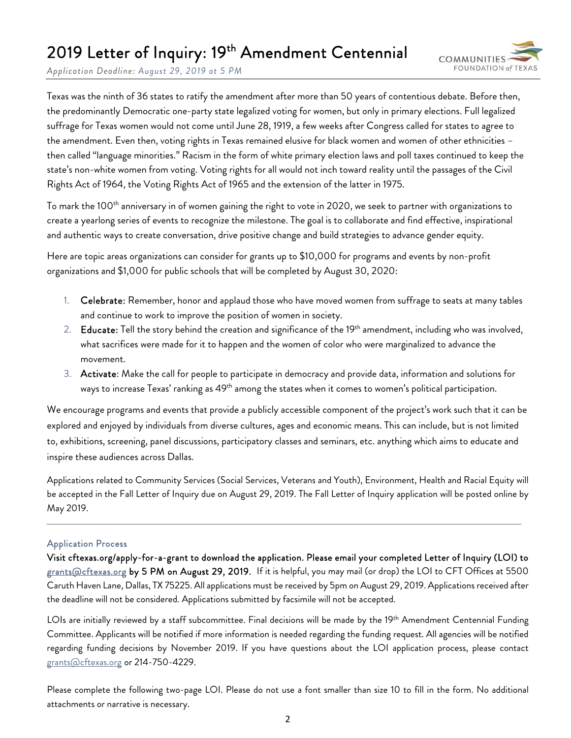# 2019 Letter of Inquiry: 19th Amendment Centennial

*Application Deadline: August 29, 2019 at 5 PM*

Texas was the ninth of 36 states to ratify the amendment after more than 50 years of contentious debate. Before then, the predominantly Democratic one-party state legalized voting for women, but only in primary elections. Full legalized suffrage for Texas women would not come until June 28, 1919, a few weeks after Congress called for states to agree to the amendment. Even then, voting rights in Texas remained elusive for black women and women of other ethnicities – then called "language minorities." Racism in the form of white primary election laws and poll taxes continued to keep the state's non-white women from voting. Voting rights for all would not inch toward reality until the passages of the Civil Rights Act of 1964, the Voting Rights Act of 1965 and the extension of the latter in 1975.

To mark the 100th anniversary in of women gaining the right to vote in 2020, we seek to partner with organizations to create a yearlong series of events to recognize the milestone. The goal is to collaborate and find effective, inspirational and authentic ways to create conversation, drive positive change and build strategies to advance gender equity.

Here are topic areas organizations can consider for grants up to $10,000 for programs and events by non-profit organizations and $1,000 for public schools that will be completed by August 30, 2020:

1. **Celebrate**: Remember, honor and applaud those who have moved women from suffrage to seats at many tables and continue to work to improve the position of women in society.
2. **Educate**: Tell the story behind the creation and significance of the 19th amendment, including who was involved, what sacrifices were made for it to happen and the women of color who were marginalized to advance the movement.
3. **Activate**: Make the call for people to participate in democracy and provide data, information and solutions for ways to increase Texas' ranking as 49th among the states when it comes to women's political participation.

We encourage programs and events that provide a publicly accessible component of the project's work such that it can be explored and enjoyed by individuals from diverse cultures, ages and economic means. This can include, but is not limited to, exhibitions, screening, panel discussions, participatory classes and seminars, etc. anything which aims to educate and inspire these audiences across Dallas.

Applications related to Community Services (Social Services, Veterans and Youth), Environment, Health and Racial Equity will be accepted in the Fall Letter of Inquiry due on August 29, 2019. The Fall Letter of Inquiry application will be posted online by May 2019.

---

## Application Process

**Visit cftexas.org/apply-for-a-grant to download the application. Please email your completed Letter of Inquiry (LOI) to grants@cftexas.org by 5 PM on August 29, 2019.** If it is helpful, you may mail (or drop) the LOI to CFT Offices at 5500 Caruth Haven Lane, Dallas, TX 75225. All applications must be received by 5pm on August 29, 2019. Applications received after the deadline will not be considered. Applications submitted by facsimile will not be accepted.

LOIs are initially reviewed by a staff subcommittee. Final decisions will be made by the 19th Amendment Centennial Funding Committee. Applicants will be notified if more information is needed regarding the funding request. All agencies will be notified regarding funding decisions by November 2019. If you have questions about the LOI application process, please contact grants@cftexas.org or 214-750-4229.

Please complete the following two-page LOI. Please do not use a font smaller than size 10 to fill in the form. No additional attachments or narrative is necessary.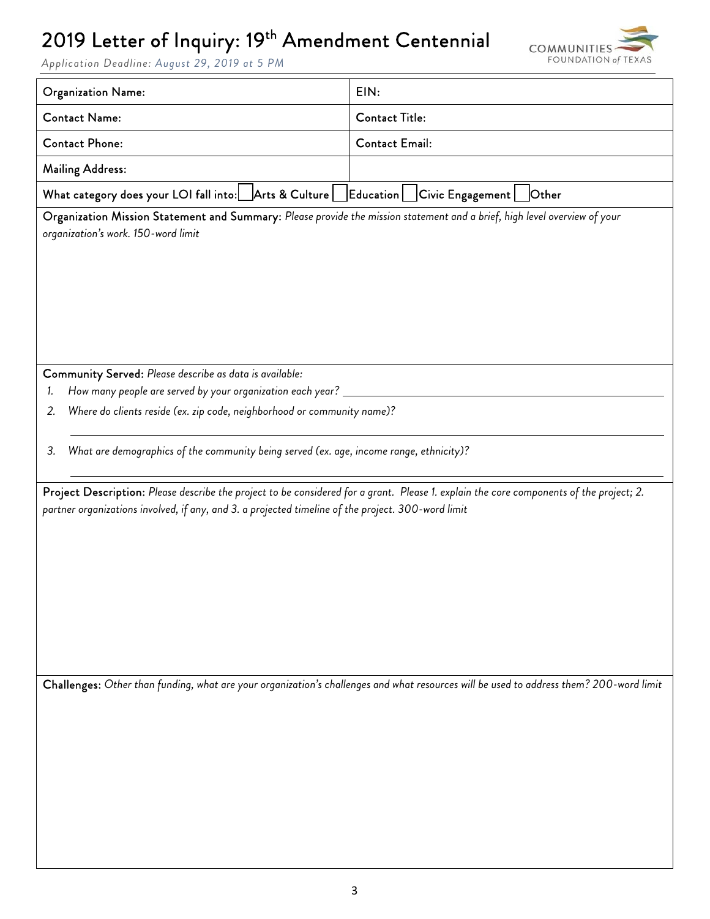# 2019 Letter of Inquiry: 19th Amendment Centennial

*Application Deadline: August 29, 2019 at 5 PM*

COMMUNITIES FOUNDATION *of* TEXAS

| Organization Name: | EIN: |
| --- | --- |
| Contact Name: | Contact Title: |
| Contact Phone: | Contact Email: |
| Mailing Address: | |

What category does your LOI fall into: ☐ Arts & Culture ☐ Education ☐ Civic Engagement ☐ Other

**Organization Mission Statement and Summary:** *Please provide the mission statement and a brief, high level overview of your organization's work. 150-word limit*

**Community Served:** *Please describe as data is available:*

1. *How many people are served by your organization each year?* ______________________
2. *Where do clients reside (ex. zip code, neighborhood or community name)?*

   ______________________
3. *What are demographics of the community being served (ex. age, income range, ethnicity)?*

   ______________________

**Project Description:** *Please describe the project to be considered for a grant. Please 1. explain the core components of the project; 2. partner organizations involved, if any, and 3. a projected timeline of the project. 300-word limit*

**Challenges:** *Other than funding, what are your organization's challenges and what resources will be used to address them? 200-word limit*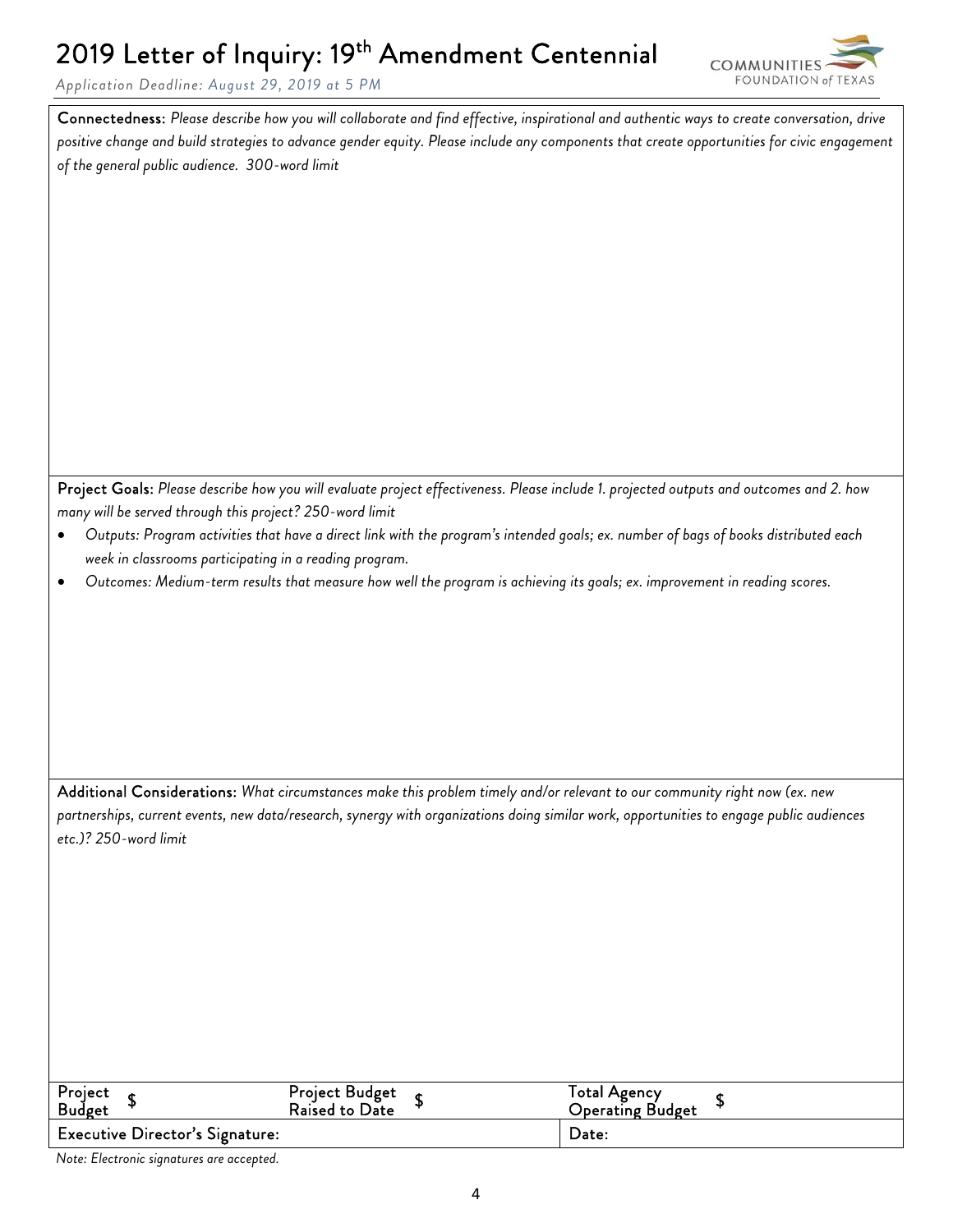**Connectedness:** *Please describe how you will collaborate and find effective, inspirational and authentic ways to create conversation, drive positive change and build strategies to advance gender equity. Please include any components that create opportunities for civic engagement of the general public audience. 300-word limit*

**Project Goals:** *Please describe how you will evaluate project effectiveness. Please include 1. projected outputs and outcomes and 2. how many will be served through this project? 250-word limit*

- *Outputs: Program activities that have a direct link with the program's intended goals; ex. number of bags of books distributed each week in classrooms participating in a reading program.*
- *Outcomes: Medium-term results that measure how well the program is achieving its goals; ex. improvement in reading scores.*

**Additional Considerations:** *What circumstances make this problem timely and/or relevant to our community right now (ex. new partnerships, current events, new data/research, synergy with organizations doing similar work, opportunities to engage public audiences etc.)? 250-word limit*

| | | | | | |
|---|---|---|---|---|---|
| Project Budget | $ | Project Budget Raised to Date | $ | Total Agency Operating Budget | $ |
| Executive Director's Signature: | | | | Date: | |

*Note: Electronic signatures are accepted.*